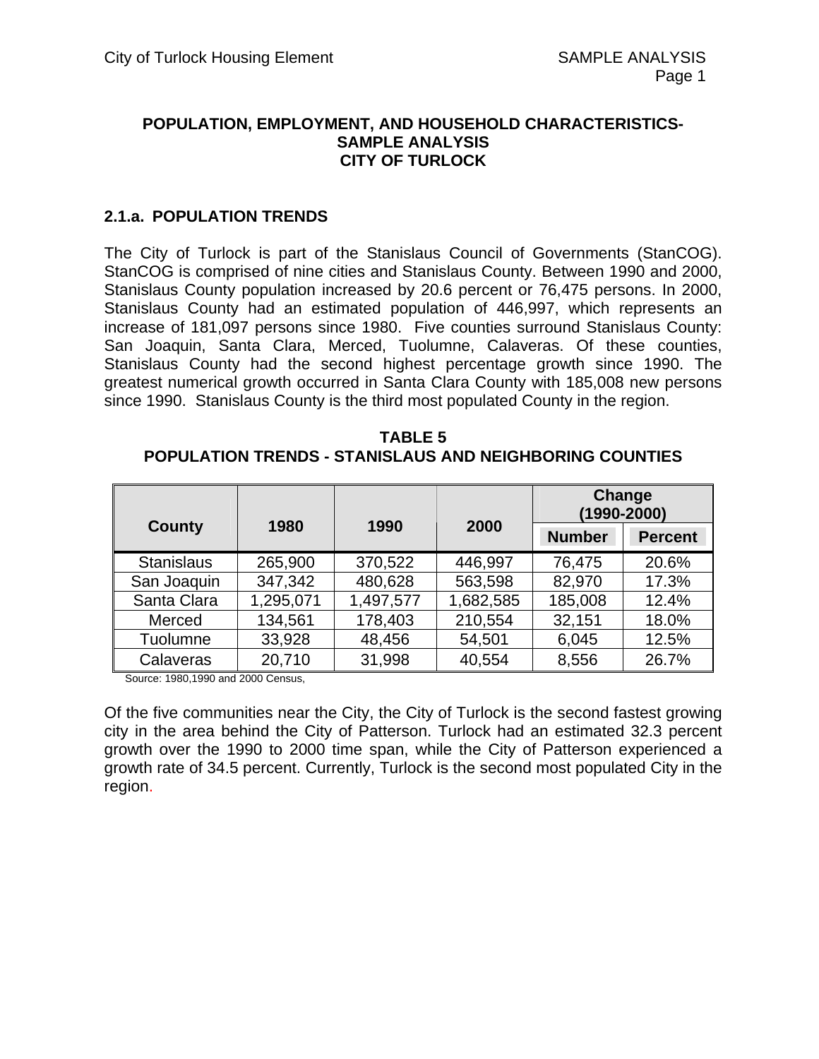**POPULATION, EMPLOYMENT, AND HOUSEHOLD CHARACTERISTICS-SAMPLE ANALYSIS**
**CITY OF TURLOCK**

## 2.1.a. POPULATION TRENDS

The City of Turlock is part of the Stanislaus Council of Governments (StanCOG). StanCOG is comprised of nine cities and Stanislaus County. Between 1990 and 2000, Stanislaus County population increased by 20.6 percent or 76,475 persons. In 2000, Stanislaus County had an estimated population of 446,997, which represents an increase of 181,097 persons since 1980. Five counties surround Stanislaus County: San Joaquin, Santa Clara, Merced, Tuolumne, Calaveras. Of these counties, Stanislaus County had the second highest percentage growth since 1990. The greatest numerical growth occurred in Santa Clara County with 185,008 new persons since 1990. Stanislaus County is the third most populated County in the region.

**TABLE 5**
**POPULATION TRENDS - STANISLAUS AND NEIGHBORING COUNTIES**

| County | 1980 | 1990 | 2000 | Change (1990-2000) | |
|---|---|---|---|---|---|
| | | | | Number | Percent |
| Stanislaus | 265,900 | 370,522 | 446,997 | 76,475 | 20.6% |
| San Joaquin | 347,342 | 480,628 | 563,598 | 82,970 | 17.3% |
| Santa Clara | 1,295,071 | 1,497,577 | 1,682,585 | 185,008 | 12.4% |
| Merced | 134,561 | 178,403 | 210,554 | 32,151 | 18.0% |
| Tuolumne | 33,928 | 48,456 | 54,501 | 6,045 | 12.5% |
| Calaveras | 20,710 | 31,998 | 40,554 | 8,556 | 26.7% |

Source: 1980,1990 and 2000 Census,

Of the five communities near the City, the City of Turlock is the second fastest growing city in the area behind the City of Patterson. Turlock had an estimated 32.3 percent growth over the 1990 to 2000 time span, while the City of Patterson experienced a growth rate of 34.5 percent. Currently, Turlock is the second most populated City in the region.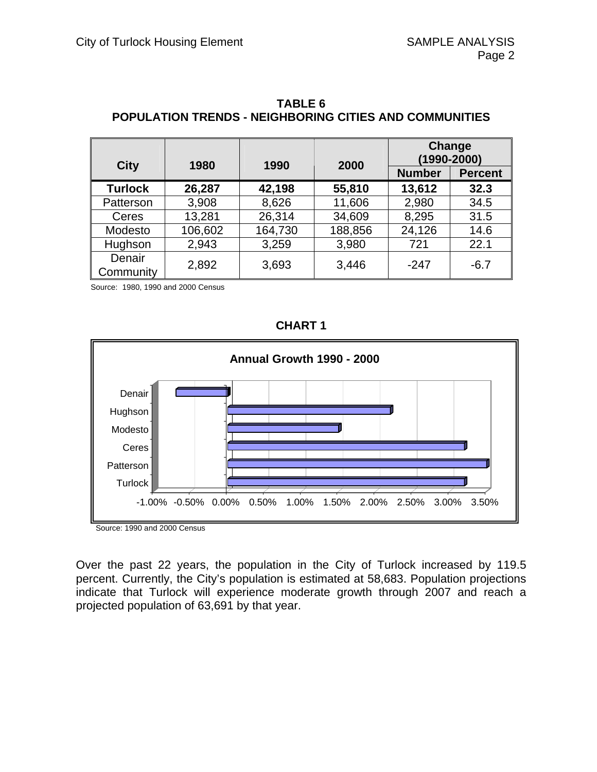**TABLE 6**
**POPULATION TRENDS - NEIGHBORING CITIES AND COMMUNITIES**

| City | 1980 | 1990 | 2000 | Change (1990-2000) | |
|---|---|---|---|---|---|
| | | | | Number | Percent |
| **Turlock** | **26,287** | **42,198** | **55,810** | **13,612** | **32.3** |
| Patterson | 3,908 | 8,626 | 11,606 | 2,980 | 34.5 |
| Ceres | 13,281 | 26,314 | 34,609 | 8,295 | 31.5 |
| Modesto | 106,602 | 164,730 | 188,856 | 24,126 | 14.6 |
| Hughson | 2,943 | 3,259 | 3,980 | 721 | 22.1 |
| Denair Community | 2,892 | 3,693 | 3,446 | -247 | -6.7 |

Source: 1980, 1990 and 2000 Census

**CHART 1**

Annual Growth 1990 - 2000

Denair
Hughson
Modesto
Ceres
Patterson
Turlock

-1.00% -0.50% 0.00% 0.50% 1.00% 1.50% 2.00% 2.50% 3.00% 3.50%

Source: 1990 and 2000 Census

Over the past 22 years, the population in the City of Turlock increased by 119.5 percent. Currently, the City's population is estimated at 58,683. Population projections indicate that Turlock will experience moderate growth through 2007 and reach a projected population of 63,691 by that year.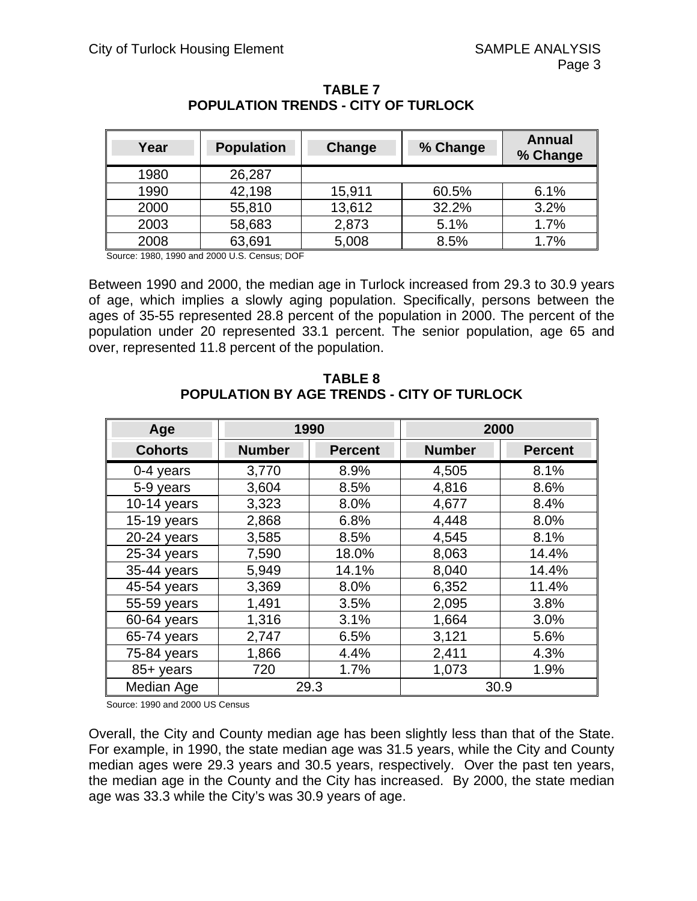**TABLE 7**
**POPULATION TRENDS - CITY OF TURLOCK**

| Year | Population | Change | % Change | Annual % Change |
|---|---|---|---|---|
| 1980 | 26,287 | | | |
| 1990 | 42,198 | 15,911 | 60.5% | 6.1% |
| 2000 | 55,810 | 13,612 | 32.2% | 3.2% |
| 2003 | 58,683 | 2,873 | 5.1% | 1.7% |
| 2008 | 63,691 | 5,008 | 8.5% | 1.7% |

Source: 1980, 1990 and 2000 U.S. Census; DOF

Between 1990 and 2000, the median age in Turlock increased from 29.3 to 30.9 years of age, which implies a slowly aging population. Specifically, persons between the ages of 35-55 represented 28.8 percent of the population in 2000. The percent of the population under 20 represented 33.1 percent. The senior population, age 65 and over, represented 11.8 percent of the population.

**TABLE 8**
**POPULATION BY AGE TRENDS - CITY OF TURLOCK**

| Age | 1990 | | 2000 | |
|---|---|---|---|---|
| **Cohorts** | **Number** | **Percent** | **Number** | **Percent** |
| 0-4 years | 3,770 | 8.9% | 4,505 | 8.1% |
| 5-9 years | 3,604 | 8.5% | 4,816 | 8.6% |
| 10-14 years | 3,323 | 8.0% | 4,677 | 8.4% |
| 15-19 years | 2,868 | 6.8% | 4,448 | 8.0% |
| 20-24 years | 3,585 | 8.5% | 4,545 | 8.1% |
| 25-34 years | 7,590 | 18.0% | 8,063 | 14.4% |
| 35-44 years | 5,949 | 14.1% | 8,040 | 14.4% |
| 45-54 years | 3,369 | 8.0% | 6,352 | 11.4% |
| 55-59 years | 1,491 | 3.5% | 2,095 | 3.8% |
| 60-64 years | 1,316 | 3.1% | 1,664 | 3.0% |
| 65-74 years | 2,747 | 6.5% | 3,121 | 5.6% |
| 75-84 years | 1,866 | 4.4% | 2,411 | 4.3% |
| 85+ years | 720 | 1.7% | 1,073 | 1.9% |
| Median Age | 29.3 | | 30.9 | |

Source: 1990 and 2000 US Census

Overall, the City and County median age has been slightly less than that of the State. For example, in 1990, the state median age was 31.5 years, while the City and County median ages were 29.3 years and 30.5 years, respectively. Over the past ten years, the median age in the County and the City has increased. By 2000, the state median age was 33.3 while the City's was 30.9 years of age.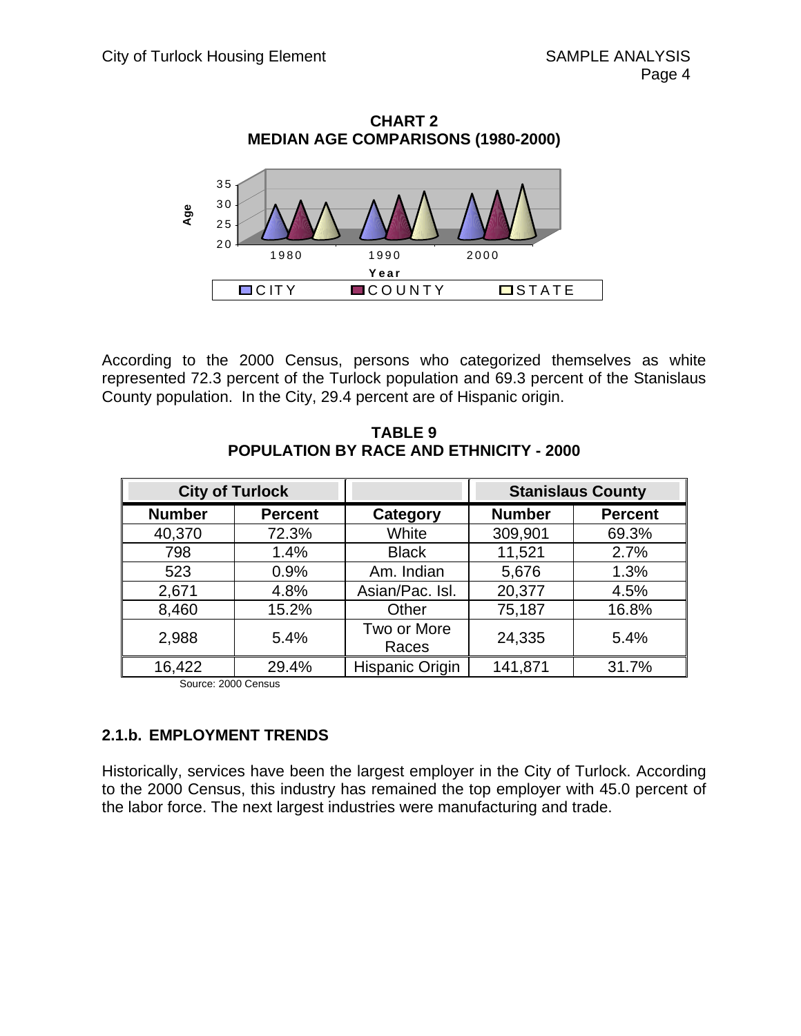**CHART 2**
**MEDIAN AGE COMPARISONS (1980-2000)**

35
30
25
20

Age

1980
1990
2000

Year

CITY
COUNTY
STATE

According to the 2000 Census, persons who categorized themselves as white represented 72.3 percent of the Turlock population and 69.3 percent of the Stanislaus County population. In the City, 29.4 percent are of Hispanic origin.

**TABLE 9**
**POPULATION BY RACE AND ETHNICITY - 2000**

| City of Turlock | | | Stanislaus County | |
|---|---|---|---|---|
| **Number** | **Percent** | **Category** | **Number** | **Percent** |
| 40,370 | 72.3% | White | 309,901 | 69.3% |
| 798 | 1.4% | Black | 11,521 | 2.7% |
| 523 | 0.9% | Am. Indian | 5,676 | 1.3% |
| 2,671 | 4.8% | Asian/Pac. Isl. | 20,377 | 4.5% |
| 8,460 | 15.2% | Other | 75,187 | 16.8% |
| 2,988 | 5.4% | Two or More Races | 24,335 | 5.4% |
| 16,422 | 29.4% | Hispanic Origin | 141,871 | 31.7% |

Source: 2000 Census

### 2.1.b. EMPLOYMENT TRENDS

Historically, services have been the largest employer in the City of Turlock. According to the 2000 Census, this industry has remained the top employer with 45.0 percent of the labor force. The next largest industries were manufacturing and trade.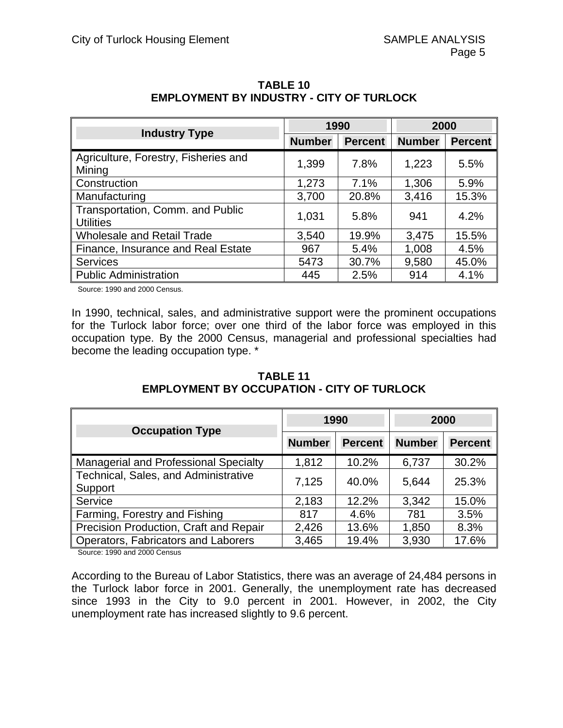**TABLE 10**
**EMPLOYMENT BY INDUSTRY - CITY OF TURLOCK**

| Industry Type | 1990 | | 2000 | |
|---|---|---|---|---|
| | Number | Percent | Number | Percent |
| Agriculture, Forestry, Fisheries and Mining | 1,399 | 7.8% | 1,223 | 5.5% |
| Construction | 1,273 | 7.1% | 1,306 | 5.9% |
| Manufacturing | 3,700 | 20.8% | 3,416 | 15.3% |
| Transportation, Comm. and Public Utilities | 1,031 | 5.8% | 941 | 4.2% |
| Wholesale and Retail Trade | 3,540 | 19.9% | 3,475 | 15.5% |
| Finance, Insurance and Real Estate | 967 | 5.4% | 1,008 | 4.5% |
| Services | 5473 | 30.7% | 9,580 | 45.0% |
| Public Administration | 445 | 2.5% | 914 | 4.1% |

Source: 1990 and 2000 Census.

In 1990, technical, sales, and administrative support were the prominent occupations for the Turlock labor force; over one third of the labor force was employed in this occupation type. By the 2000 Census, managerial and professional specialties had become the leading occupation type. *

**TABLE 11**
**EMPLOYMENT BY OCCUPATION - CITY OF TURLOCK**

| Occupation Type | 1990 | | 2000 | |
|---|---|---|---|---|
| | Number | Percent | Number | Percent |
| Managerial and Professional Specialty | 1,812 | 10.2% | 6,737 | 30.2% |
| Technical, Sales, and Administrative Support | 7,125 | 40.0% | 5,644 | 25.3% |
| Service | 2,183 | 12.2% | 3,342 | 15.0% |
| Farming, Forestry and Fishing | 817 | 4.6% | 781 | 3.5% |
| Precision Production, Craft and Repair | 2,426 | 13.6% | 1,850 | 8.3% |
| Operators, Fabricators and Laborers | 3,465 | 19.4% | 3,930 | 17.6% |

Source: 1990 and 2000 Census

According to the Bureau of Labor Statistics, there was an average of 24,484 persons in the Turlock labor force in 2001. Generally, the unemployment rate has decreased since 1993 in the City to 9.0 percent in 2001. However, in 2002, the City unemployment rate has increased slightly to 9.6 percent.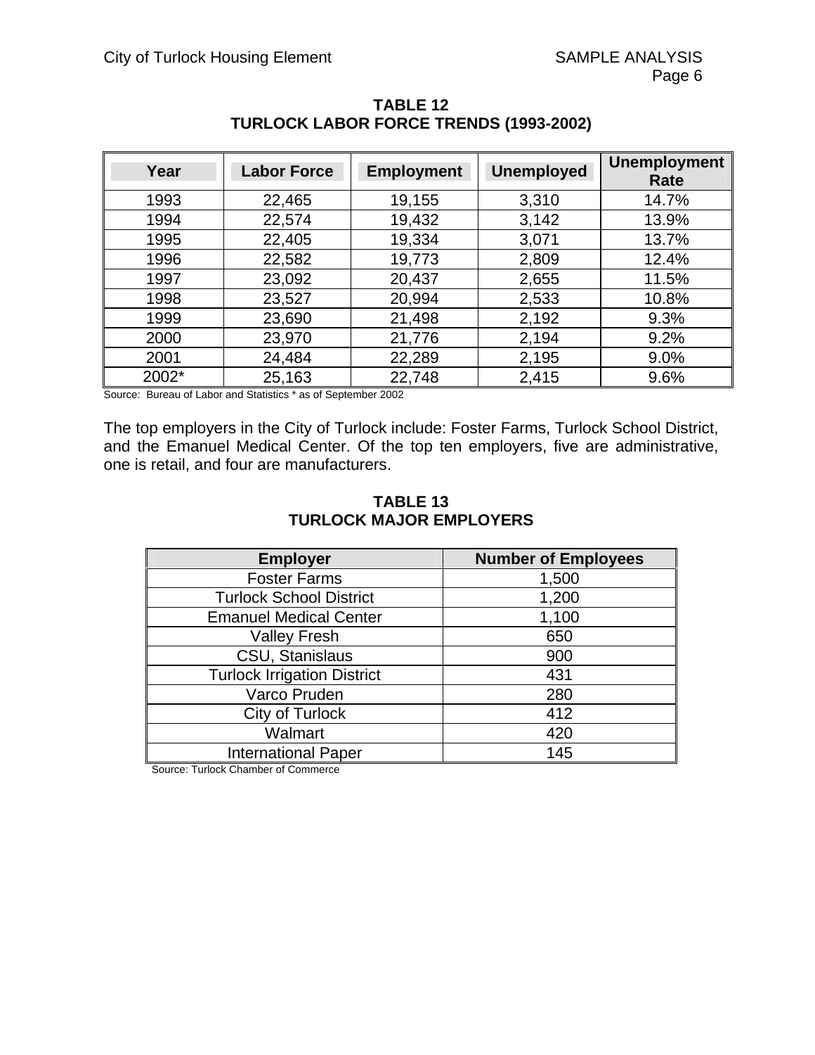**TABLE 12**
**TURLOCK LABOR FORCE TRENDS (1993-2002)**

| Year | Labor Force | Employment | Unemployed | Unemployment Rate |
|---|---|---|---|---|
| 1993 | 22,465 | 19,155 | 3,310 | 14.7% |
| 1994 | 22,574 | 19,432 | 3,142 | 13.9% |
| 1995 | 22,405 | 19,334 | 3,071 | 13.7% |
| 1996 | 22,582 | 19,773 | 2,809 | 12.4% |
| 1997 | 23,092 | 20,437 | 2,655 | 11.5% |
| 1998 | 23,527 | 20,994 | 2,533 | 10.8% |
| 1999 | 23,690 | 21,498 | 2,192 | 9.3% |
| 2000 | 23,970 | 21,776 | 2,194 | 9.2% |
| 2001 | 24,484 | 22,289 | 2,195 | 9.0% |
| 2002* | 25,163 | 22,748 | 2,415 | 9.6% |

Source: Bureau of Labor and Statistics * as of September 2002

The top employers in the City of Turlock include: Foster Farms, Turlock School District, and the Emanuel Medical Center. Of the top ten employers, five are administrative, one is retail, and four are manufacturers.

**TABLE 13**
**TURLOCK MAJOR EMPLOYERS**

| Employer | Number of Employees |
|---|---|
| Foster Farms | 1,500 |
| Turlock School District | 1,200 |
| Emanuel Medical Center | 1,100 |
| Valley Fresh | 650 |
| CSU, Stanislaus | 900 |
| Turlock Irrigation District | 431 |
| Varco Pruden | 280 |
| City of Turlock | 412 |
| Walmart | 420 |
| International Paper | 145 |

Source: Turlock Chamber of Commerce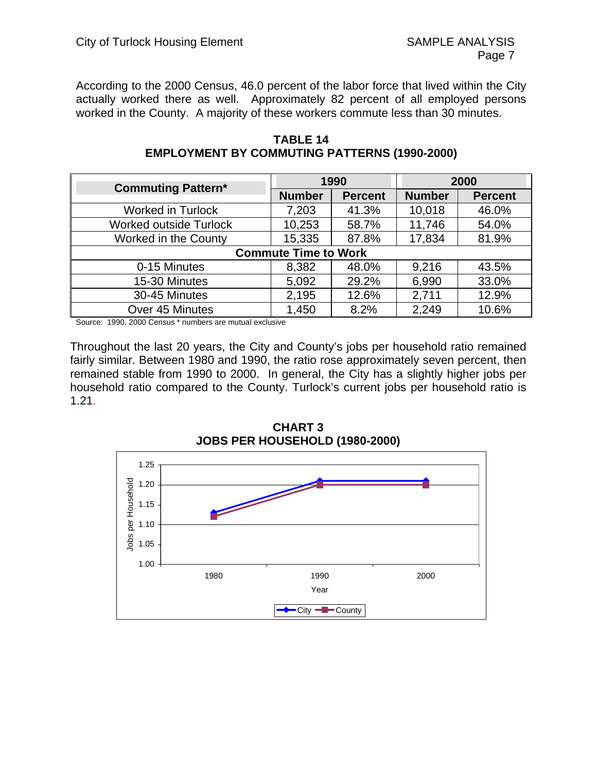According to the 2000 Census, 46.0 percent of the labor force that lived within the City actually worked there as well. Approximately 82 percent of all employed persons worked in the County. A majority of these workers commute less than 30 minutes.

**TABLE 14**
**EMPLOYMENT BY COMMUTING PATTERNS (1990-2000)**

| Commuting Pattern* | 1990 | | 2000 | |
|---|---|---|---|---|
| | Number | Percent | Number | Percent |
| Worked in Turlock | 7,203 | 41.3% | 10,018 | 46.0% |
| Worked outside Turlock | 10,253 | 58.7% | 11,746 | 54.0% |
| Worked in the County | 15,335 | 87.8% | 17,834 | 81.9% |
| **Commute Time to Work** | | | | |
| 0-15 Minutes | 8,382 | 48.0% | 9,216 | 43.5% |
| 15-30 Minutes | 5,092 | 29.2% | 6,990 | 33.0% |
| 30-45 Minutes | 2,195 | 12.6% | 2,711 | 12.9% |
| Over 45 Minutes | 1,450 | 8.2% | 2,249 | 10.6% |

Source: 1990, 2000 Census * numbers are mutual exclusive

Throughout the last 20 years, the City and County's jobs per household ratio remained fairly similar. Between 1980 and 1990, the ratio rose approximately seven percent, then remained stable from 1990 to 2000. In general, the City has a slightly higher jobs per household ratio compared to the County. Turlock's current jobs per household ratio is 1.21.

**CHART 3**
**JOBS PER HOUSEHOLD (1980-2000)**

Jobs per Household
1.25
1.20
1.15
1.10
1.05
1.00
1980
1990
2000
Year
City
County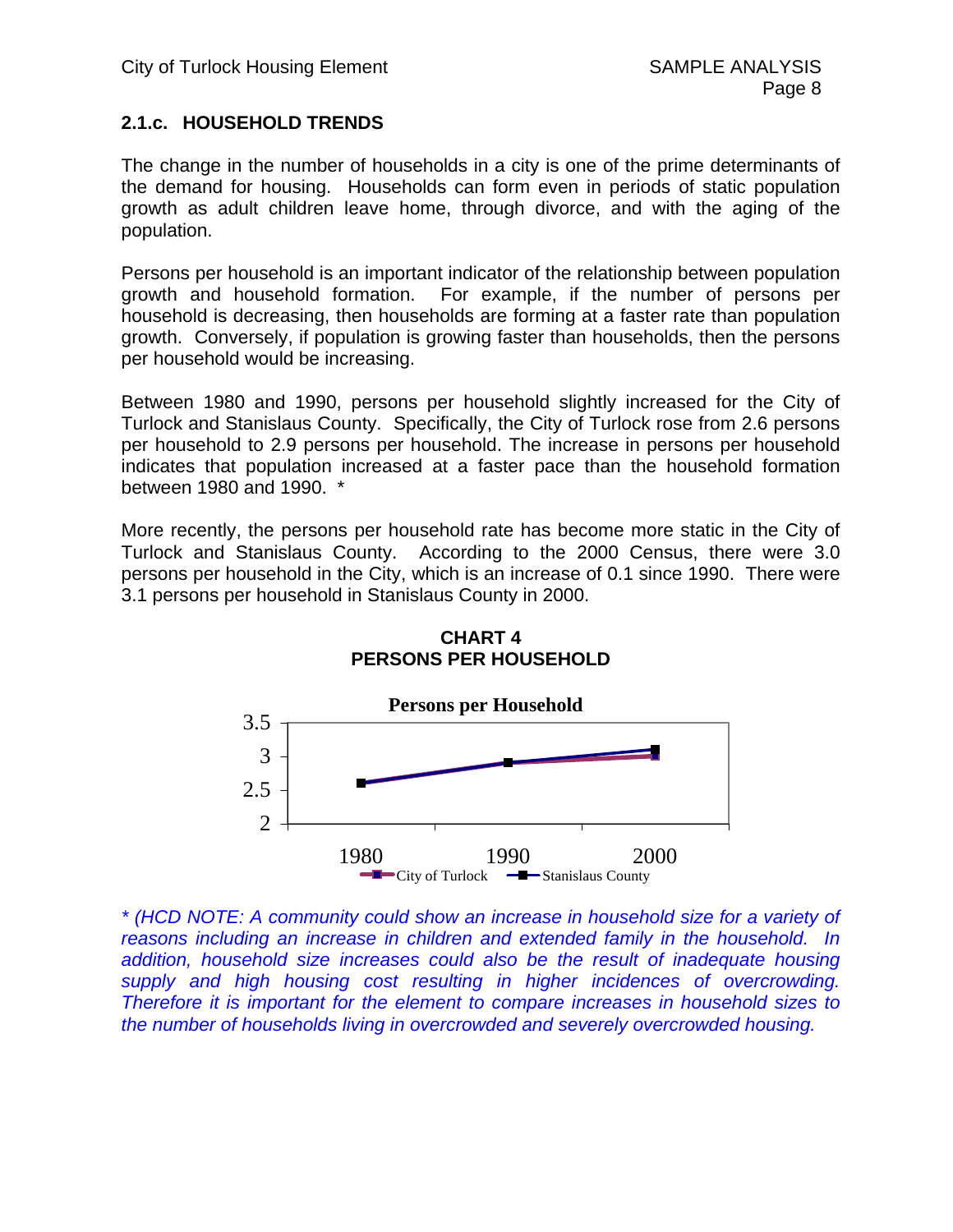### 2.1.c. HOUSEHOLD TRENDS

The change in the number of households in a city is one of the prime determinants of the demand for housing. Households can form even in periods of static population growth as adult children leave home, through divorce, and with the aging of the population.

Persons per household is an important indicator of the relationship between population growth and household formation. For example, if the number of persons per household is decreasing, then households are forming at a faster rate than population growth. Conversely, if population is growing faster than households, then the persons per household would be increasing.

Between 1980 and 1990, persons per household slightly increased for the City of Turlock and Stanislaus County. Specifically, the City of Turlock rose from 2.6 persons per household to 2.9 persons per household. The increase in persons per household indicates that population increased at a faster pace than the household formation between 1980 and 1990. *

More recently, the persons per household rate has become more static in the City of Turlock and Stanislaus County. According to the 2000 Census, there were 3.0 persons per household in the City, which is an increase of 0.1 since 1990. There were 3.1 persons per household in Stanislaus County in 2000.

**CHART 4**
**PERSONS PER HOUSEHOLD**

**Persons per Household**

3.5
3
2.5
2

1980
1990
2000

City of Turlock
Stanislaus County

*\* (HCD NOTE: A community could show an increase in household size for a variety of reasons including an increase in children and extended family in the household. In addition, household size increases could also be the result of inadequate housing supply and high housing cost resulting in higher incidences of overcrowding. Therefore it is important for the element to compare increases in household sizes to the number of households living in overcrowded and severely overcrowded housing.*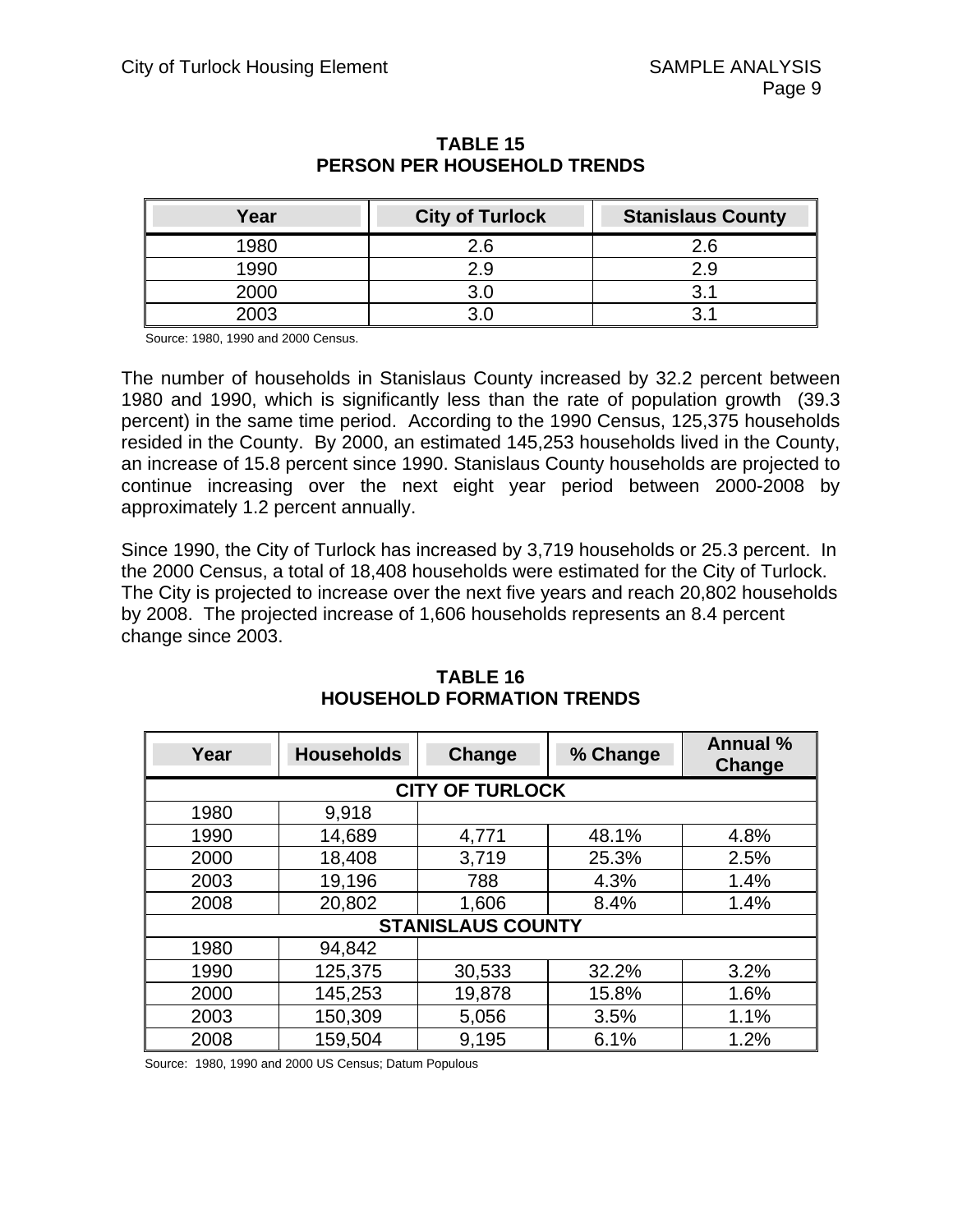**TABLE 15**
**PERSON PER HOUSEHOLD TRENDS**

| Year | City of Turlock | Stanislaus County |
|---|---|---|
| 1980 | 2.6 | 2.6 |
| 1990 | 2.9 | 2.9 |
| 2000 | 3.0 | 3.1 |
| 2003 | 3.0 | 3.1 |

Source: 1980, 1990 and 2000 Census.

The number of households in Stanislaus County increased by 32.2 percent between 1980 and 1990, which is significantly less than the rate of population growth (39.3 percent) in the same time period. According to the 1990 Census, 125,375 households resided in the County. By 2000, an estimated 145,253 households lived in the County, an increase of 15.8 percent since 1990. Stanislaus County households are projected to continue increasing over the next eight year period between 2000-2008 by approximately 1.2 percent annually.

Since 1990, the City of Turlock has increased by 3,719 households or 25.3 percent. In the 2000 Census, a total of 18,408 households were estimated for the City of Turlock. The City is projected to increase over the next five years and reach 20,802 households by 2008. The projected increase of 1,606 households represents an 8.4 percent change since 2003.

**TABLE 16**
**HOUSEHOLD FORMATION TRENDS**

| Year | Households | Change | % Change | Annual % Change |
|---|---|---|---|---|
| **CITY OF TURLOCK** | | | | |
| 1980 | 9,918 | | | |
| 1990 | 14,689 | 4,771 | 48.1% | 4.8% |
| 2000 | 18,408 | 3,719 | 25.3% | 2.5% |
| 2003 | 19,196 | 788 | 4.3% | 1.4% |
| 2008 | 20,802 | 1,606 | 8.4% | 1.4% |
| **STANISLAUS COUNTY** | | | | |
| 1980 | 94,842 | | | |
| 1990 | 125,375 | 30,533 | 32.2% | 3.2% |
| 2000 | 145,253 | 19,878 | 15.8% | 1.6% |
| 2003 | 150,309 | 5,056 | 3.5% | 1.1% |
| 2008 | 159,504 | 9,195 | 6.1% | 1.2% |

Source: 1980, 1990 and 2000 US Census; Datum Populous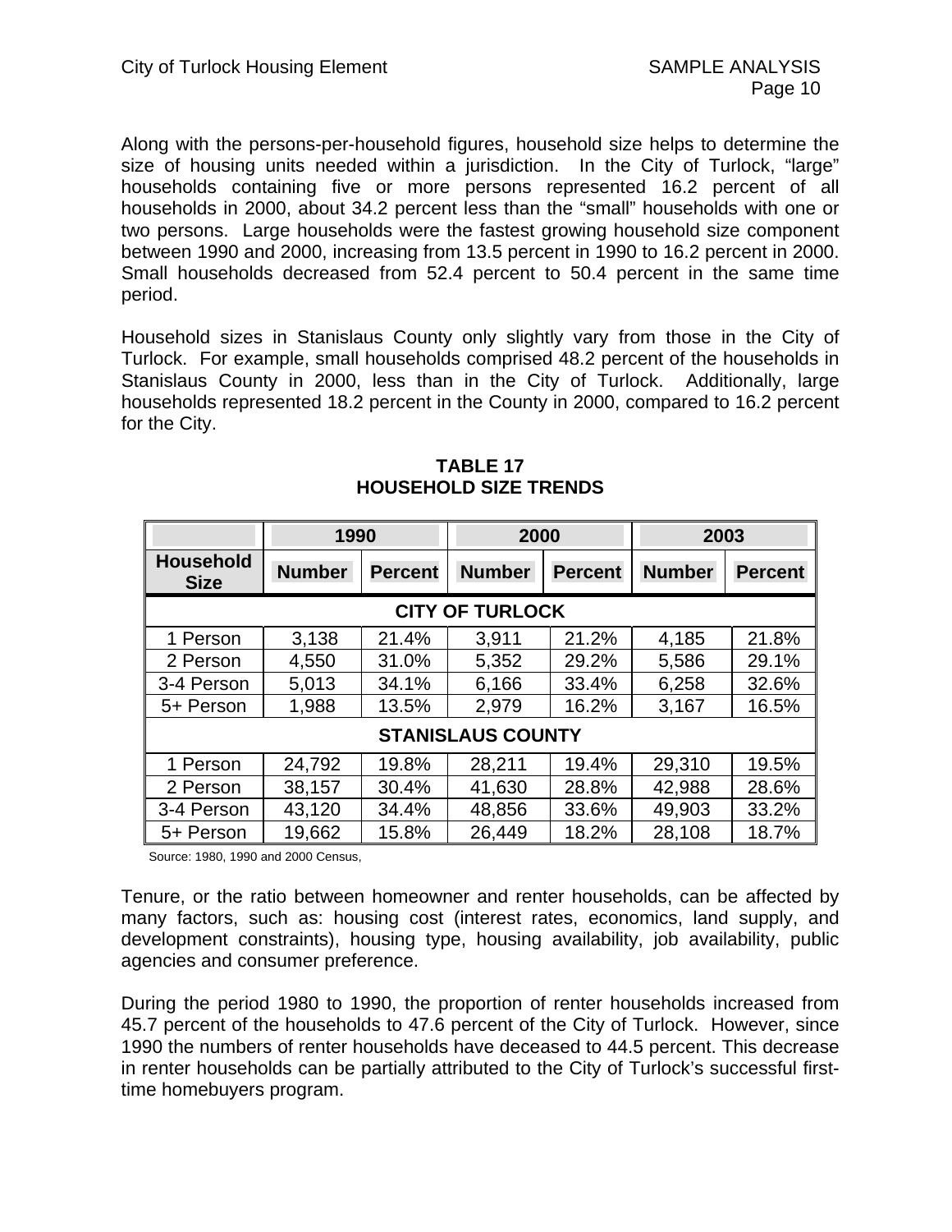Along with the persons-per-household figures, household size helps to determine the size of housing units needed within a jurisdiction. In the City of Turlock, "large" households containing five or more persons represented 16.2 percent of all households in 2000, about 34.2 percent less than the "small" households with one or two persons. Large households were the fastest growing household size component between 1990 and 2000, increasing from 13.5 percent in 1990 to 16.2 percent in 2000. Small households decreased from 52.4 percent to 50.4 percent in the same time period.

Household sizes in Stanislaus County only slightly vary from those in the City of Turlock. For example, small households comprised 48.2 percent of the households in Stanislaus County in 2000, less than in the City of Turlock. Additionally, large households represented 18.2 percent in the County in 2000, compared to 16.2 percent for the City.

**TABLE 17**
**HOUSEHOLD SIZE TRENDS**

| | 1990 | | 2000 | | 2003 | |
|---|---|---|---|---|---|---|
| **Household Size** | **Number** | **Percent** | **Number** | **Percent** | **Number** | **Percent** |
| **CITY OF TURLOCK** | | | | | | |
| 1 Person | 3,138 | 21.4% | 3,911 | 21.2% | 4,185 | 21.8% |
| 2 Person | 4,550 | 31.0% | 5,352 | 29.2% | 5,586 | 29.1% |
| 3-4 Person | 5,013 | 34.1% | 6,166 | 33.4% | 6,258 | 32.6% |
| 5+ Person | 1,988 | 13.5% | 2,979 | 16.2% | 3,167 | 16.5% |
| **STANISLAUS COUNTY** | | | | | | |
| 1 Person | 24,792 | 19.8% | 28,211 | 19.4% | 29,310 | 19.5% |
| 2 Person | 38,157 | 30.4% | 41,630 | 28.8% | 42,988 | 28.6% |
| 3-4 Person | 43,120 | 34.4% | 48,856 | 33.6% | 49,903 | 33.2% |
| 5+ Person | 19,662 | 15.8% | 26,449 | 18.2% | 28,108 | 18.7% |

Source: 1980, 1990 and 2000 Census,

Tenure, or the ratio between homeowner and renter households, can be affected by many factors, such as: housing cost (interest rates, economics, land supply, and development constraints), housing type, housing availability, job availability, public agencies and consumer preference.

During the period 1980 to 1990, the proportion of renter households increased from 45.7 percent of the households to 47.6 percent of the City of Turlock. However, since 1990 the numbers of renter households have deceased to 44.5 percent. This decrease in renter households can be partially attributed to the City of Turlock's successful first-time homebuyers program.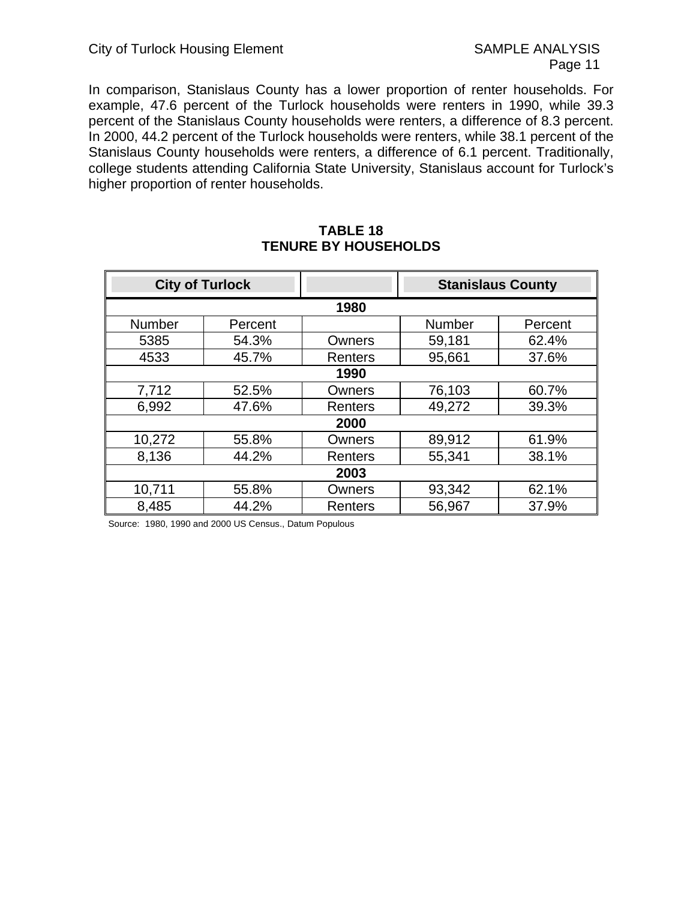In comparison, Stanislaus County has a lower proportion of renter households. For example, 47.6 percent of the Turlock households were renters in 1990, while 39.3 percent of the Stanislaus County households were renters, a difference of 8.3 percent. In 2000, 44.2 percent of the Turlock households were renters, while 38.1 percent of the Stanislaus County households were renters, a difference of 6.1 percent. Traditionally, college students attending California State University, Stanislaus account for Turlock's higher proportion of renter households.

**TABLE 18**
**TENURE BY HOUSEHOLDS**

| City of Turlock | | | Stanislaus County | |
|---|---|---|---|---|
| | | **1980** | | |
| Number | Percent | | Number | Percent |
| 5385 | 54.3% | Owners | 59,181 | 62.4% |
| 4533 | 45.7% | Renters | 95,661 | 37.6% |
| | | **1990** | | |
| 7,712 | 52.5% | Owners | 76,103 | 60.7% |
| 6,992 | 47.6% | Renters | 49,272 | 39.3% |
| | | **2000** | | |
| 10,272 | 55.8% | Owners | 89,912 | 61.9% |
| 8,136 | 44.2% | Renters | 55,341 | 38.1% |
| | | **2003** | | |
| 10,711 | 55.8% | Owners | 93,342 | 62.1% |
| 8,485 | 44.2% | Renters | 56,967 | 37.9% |

Source: 1980, 1990 and 2000 US Census., Datum Populous